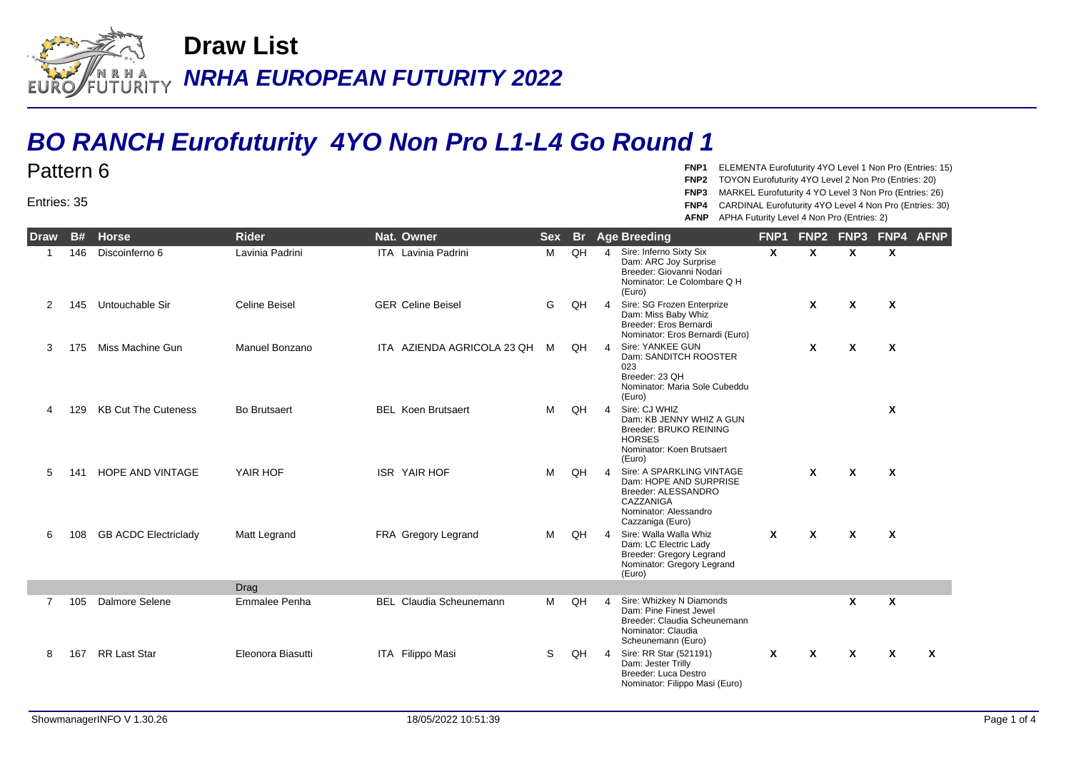# Draw List

## *NRHA EUROPEAN FUTURITY 2022*

## *BO RANCH Eurofuturity 4YO Non Pro L1-L4 Go Round 1*

Pattern 6

Entries: 35

**FNP1** ELEMENTA Eurofuturity 4YO Level 1 Non Pro (Entries: 15)
**FNP2** TOYON Eurofuturity 4YO Level 2 Non Pro (Entries: 20)
**FNP3** MARKEL Eurofuturity 4 YO Level 3 Non Pro (Entries: 26)
**FNP4** CARDINAL Eurofuturity 4YO Level 4 Non Pro (Entries: 30)
**AFNP** APHA Futurity Level 4 Non Pro (Entries: 2)

| Draw | B# | Horse | Rider | Nat. | Owner | Sex | Br | Age | Breeding | FNP1 | FNP2 | FNP3 | FNP4 | AFNP |
|---|---|---|---|---|---|---|---|---|---|---|---|---|---|---|
| 1 | 146 | Discoinferno 6 | Lavinia Padrini | ITA | Lavinia Padrini | M | QH | 4 | Sire: Inferno Sixty Six<br>Dam: ARC Joy Surprise<br>Breeder: Giovanni Nodari<br>Nominator: Le Colombare Q H (Euro) | X | X | X | X | |
| 2 | 145 | Untouchable Sir | Celine Beisel | GER | Celine Beisel | G | QH | 4 | Sire: SG Frozen Enterprize<br>Dam: Miss Baby Whiz<br>Breeder: Eros Bernardi<br>Nominator: Eros Bernardi (Euro) | | X | X | X | |
| 3 | 175 | Miss Machine Gun | Manuel Bonzano | ITA | AZIENDA AGRICOLA 23 QH | M | QH | 4 | Sire: YANKEE GUN<br>Dam: SANDITCH ROOSTER 023<br>Breeder: 23 QH<br>Nominator: Maria Sole Cubeddu (Euro) | | X | X | X | |
| 4 | 129 | KB Cut The Cuteness | Bo Brutsaert | BEL | Koen Brutsaert | M | QH | 4 | Sire: CJ WHIZ<br>Dam: KB JENNY WHIZ A GUN<br>Breeder: BRUKO REINING HORSES<br>Nominator: Koen Brutsaert (Euro) | | | | X | |
| 5 | 141 | HOPE AND VINTAGE | YAIR HOF | ISR | YAIR HOF | M | QH | 4 | Sire: A SPARKLING VINTAGE<br>Dam: HOPE AND SURPRISE<br>Breeder: ALESSANDRO CAZZANIGA<br>Nominator: Alessandro Cazzaniga (Euro) | | X | X | X | |
| 6 | 108 | GB ACDC Electriclady | Matt Legrand | FRA | Gregory Legrand | M | QH | 4 | Sire: Walla Walla Whiz<br>Dam: LC Electric Lady<br>Breeder: Gregory Legrand<br>Nominator: Gregory Legrand (Euro) | X | X | X | X | |
| | | | Drag | | | | | | | | | | | |
| 7 | 105 | Dalmore Selene | Emmalee Penha | BEL | Claudia Scheunemann | M | QH | 4 | Sire: Whizkey N Diamonds<br>Dam: Pine Finest Jewel<br>Breeder: Claudia Scheunemann<br>Nominator: Claudia Scheunemann (Euro) | | | X | X | |
| 8 | 167 | RR Last Star | Eleonora Biasutti | ITA | Filippo Masi | S | QH | 4 | Sire: RR Star (521191)<br>Dam: Jester Trilly<br>Breeder: Luca Destro<br>Nominator: Filippo Masi (Euro) | X | X | X | X | X |

ShowmanagerINFO V 1.30.26 18/05/2022 10:51:39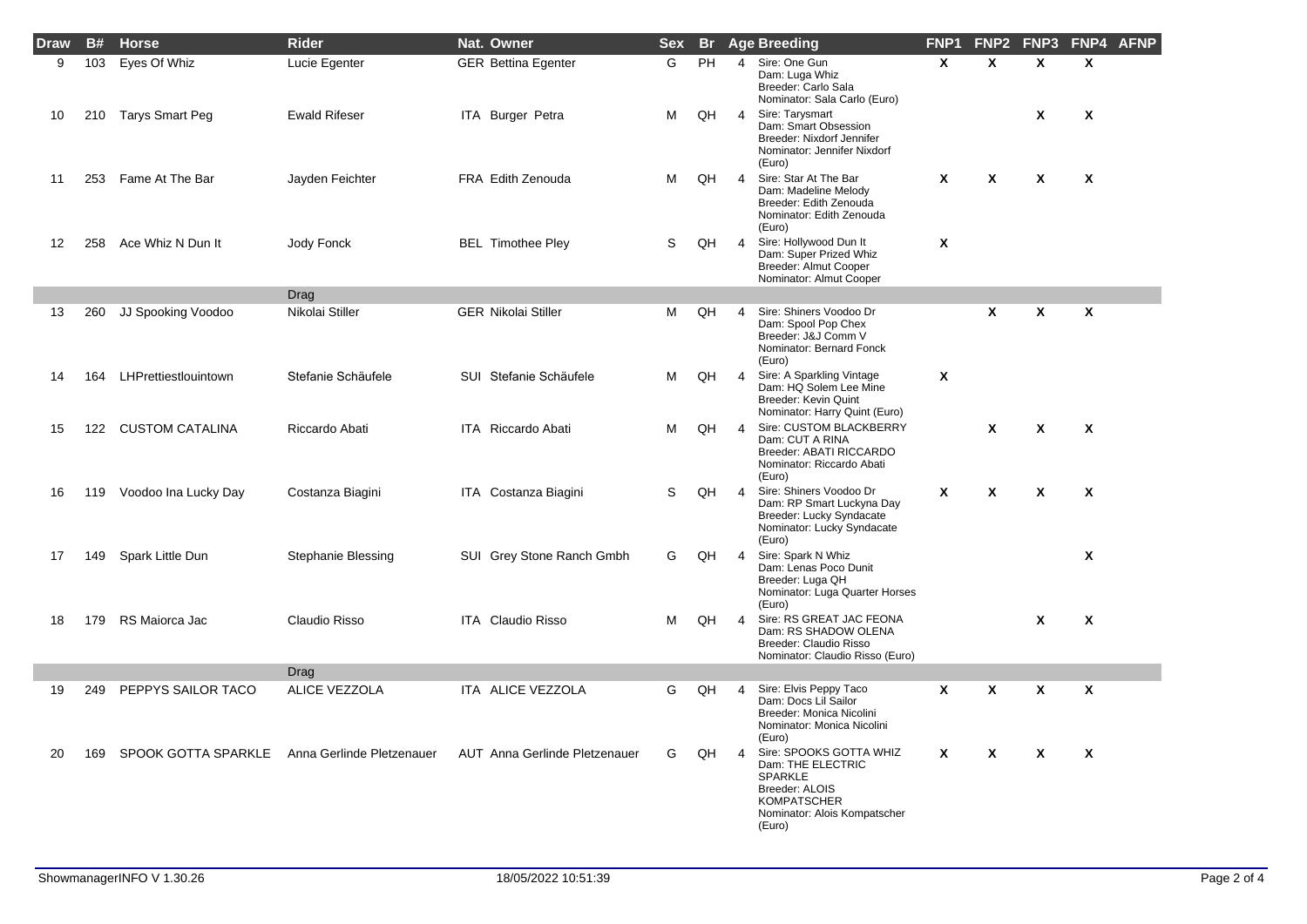| Draw | B# | Horse | Rider | Nat. | Owner | Sex | Br | Age | Breeding | FNP1 | FNP2 | FNP3 | FNP4 | AFNP |
|---|---|---|---|---|---|---|---|---|---|---|---|---|---|---|
| 9 | 103 | Eyes Of Whiz | Lucie Egenter | GER | Bettina Egenter | G | PH | 4 | Sire: One Gun<br>Dam: Luga Whiz<br>Breeder: Carlo Sala<br>Nominator: Sala Carlo (Euro) | X | X | X | X | |
| 10 | 210 | Tarys Smart Peg | Ewald Rifeser | ITA | Burger Petra | M | QH | 4 | Sire: Tarysmart<br>Dam: Smart Obsession<br>Breeder: Nixdorf Jennifer<br>Nominator: Jennifer Nixdorf (Euro) | | | X | X | |
| 11 | 253 | Fame At The Bar | Jayden Feichter | FRA | Edith Zenouda | M | QH | 4 | Sire: Star At The Bar<br>Dam: Madeline Melody<br>Breeder: Edith Zenouda<br>Nominator: Edith Zenouda (Euro) | X | X | X | X | |
| 12 | 258 | Ace Whiz N Dun It | Jody Fonck | BEL | Timothee Pley | S | QH | 4 | Sire: Hollywood Dun It<br>Dam: Super Prized Whiz<br>Breeder: Almut Cooper<br>Nominator: Almut Cooper | X | | | | |
| | | | Drag | | | | | | | | | | | |
| 13 | 260 | JJ Spooking Voodoo | Nikolai Stiller | GER | Nikolai Stiller | M | QH | 4 | Sire: Shiners Voodoo Dr<br>Dam: Spool Pop Chex<br>Breeder: J&J Comm V<br>Nominator: Bernard Fonck (Euro) | | X | X | X | |
| 14 | 164 | LHPrettiestlouintown | Stefanie Schäufele | SUI | Stefanie Schäufele | M | QH | 4 | Sire: A Sparkling Vintage<br>Dam: HQ Solem Lee Mine<br>Breeder: Kevin Quint<br>Nominator: Harry Quint (Euro) | X | | | | |
| 15 | 122 | CUSTOM CATALINA | Riccardo Abati | ITA | Riccardo Abati | M | QH | 4 | Sire: CUSTOM BLACKBERRY<br>Dam: CUT A RINA<br>Breeder: ABATI RICCARDO<br>Nominator: Riccardo Abati (Euro) | | X | X | X | |
| 16 | 119 | Voodoo Ina Lucky Day | Costanza Biagini | ITA | Costanza Biagini | S | QH | 4 | Sire: Shiners Voodoo Dr<br>Dam: RP Smart Luckyna Day<br>Breeder: Lucky Syndacate<br>Nominator: Lucky Syndacate (Euro) | X | X | X | X | |
| 17 | 149 | Spark Little Dun | Stephanie Blessing | SUI | Grey Stone Ranch Gmbh | G | QH | 4 | Sire: Spark N Whiz<br>Dam: Lenas Poco Dunit<br>Breeder: Luga QH<br>Nominator: Luga Quarter Horses (Euro) | | | | X | |
| 18 | 179 | RS Maiorca Jac | Claudio Risso | ITA | Claudio Risso | M | QH | 4 | Sire: RS GREAT JAC FEONA<br>Dam: RS SHADOW OLENA<br>Breeder: Claudio Risso<br>Nominator: Claudio Risso (Euro) | | | X | X | |
| | | | Drag | | | | | | | | | | | |
| 19 | 249 | PEPPYS SAILOR TACO | ALICE VEZZOLA | ITA | ALICE VEZZOLA | G | QH | 4 | Sire: Elvis Peppy Taco<br>Dam: Docs Lil Sailor<br>Breeder: Monica Nicolini<br>Nominator: Monica Nicolini (Euro) | X | X | X | X | |
| 20 | 169 | SPOOK GOTTA SPARKLE | Anna Gerlinde Pletzenauer | AUT | Anna Gerlinde Pletzenauer | G | QH | 4 | Sire: SPOOKS GOTTA WHIZ<br>Dam: THE ELECTRIC SPARKLE<br>Breeder: ALOIS KOMPATSCHER<br>Nominator: Alois Kompatscher (Euro) | X | X | X | X | |

ShowmanagerINFO V 1.30.26 18/05/2022 10:51:39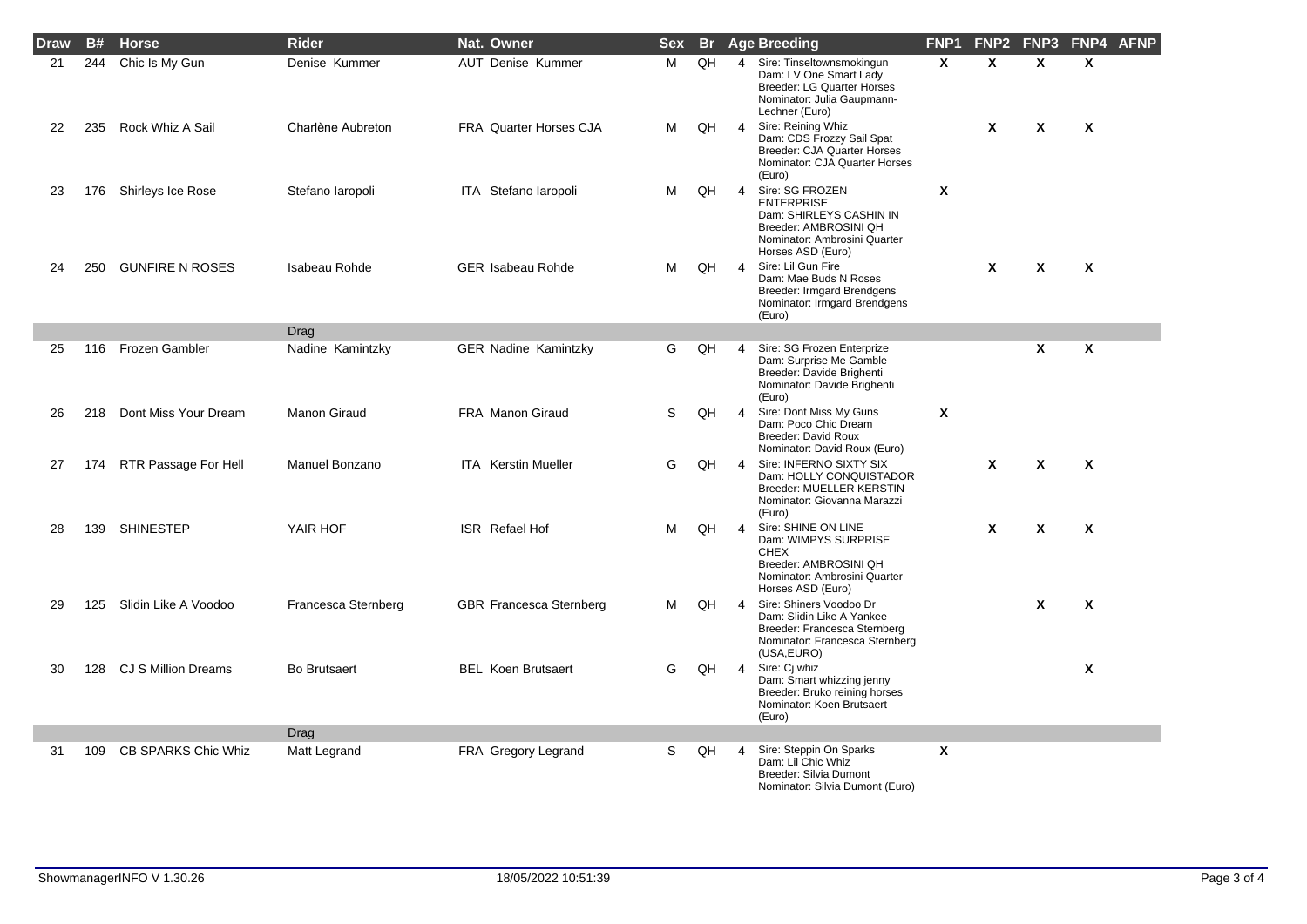| Draw | B# | Horse | Rider | Nat. | Owner | Sex | Br | Age | Breeding | FNP1 | FNP2 | FNP3 | FNP4 | AFNP |
|---|---|---|---|---|---|---|---|---|---|---|---|---|---|---|
| 21 | 244 | Chic Is My Gun | Denise Kummer | AUT | Denise Kummer | M | QH | 4 | Sire: Tinseltownsmokingun<br>Dam: LV One Smart Lady<br>Breeder: LG Quarter Horses<br>Nominator: Julia Gaupmann-Lechner (Euro) | X | X | X | X | |
| 22 | 235 | Rock Whiz A Sail | Charlène Aubreton | FRA | Quarter Horses CJA | M | QH | 4 | Sire: Reining Whiz<br>Dam: CDS Frozzy Sail Spat<br>Breeder: CJA Quarter Horses<br>Nominator: CJA Quarter Horses (Euro) | | X | X | X | |
| 23 | 176 | Shirleys Ice Rose | Stefano Iaropoli | ITA | Stefano Iaropoli | M | QH | 4 | Sire: SG FROZEN ENTERPRISE<br>Dam: SHIRLEYS CASHIN IN<br>Breeder: AMBROSINI QH<br>Nominator: Ambrosini Quarter Horses ASD (Euro) | X | | | | |
| 24 | 250 | GUNFIRE N ROSES | Isabeau Rohde | GER | Isabeau Rohde | M | QH | 4 | Sire: Lil Gun Fire<br>Dam: Mae Buds N Roses<br>Breeder: Irmgard Brendgens<br>Nominator: Irmgard Brendgens (Euro) | | X | X | X | |
| | | | Drag | | | | | | | | | | | |
| 25 | 116 | Frozen Gambler | Nadine Kamintzky | GER | Nadine Kamintzky | G | QH | 4 | Sire: SG Frozen Enterprize<br>Dam: Surprise Me Gamble<br>Breeder: Davide Brighenti<br>Nominator: Davide Brighenti (Euro) | | | X | X | |
| 26 | 218 | Dont Miss Your Dream | Manon Giraud | FRA | Manon Giraud | S | QH | 4 | Sire: Dont Miss My Guns<br>Dam: Poco Chic Dream<br>Breeder: David Roux<br>Nominator: David Roux (Euro) | X | | | | |
| 27 | 174 | RTR Passage For Hell | Manuel Bonzano | ITA | Kerstin Mueller | G | QH | 4 | Sire: INFERNO SIXTY SIX<br>Dam: HOLLY CONQUISTADOR<br>Breeder: MUELLER KERSTIN<br>Nominator: Giovanna Marazzi (Euro) | | X | X | X | |
| 28 | 139 | SHINESTEP | YAIR HOF | ISR | Refael Hof | M | QH | 4 | Sire: SHINE ON LINE<br>Dam: WIMPYS SURPRISE CHEX<br>Breeder: AMBROSINI QH<br>Nominator: Ambrosini Quarter Horses ASD (Euro) | | X | X | X | |
| 29 | 125 | Slidin Like A Voodoo | Francesca Sternberg | GBR | Francesca Sternberg | M | QH | 4 | Sire: Shiners Voodoo Dr<br>Dam: Slidin Like A Yankee<br>Breeder: Francesca Sternberg<br>Nominator: Francesca Sternberg (USA,EURO) | | | X | X | |
| 30 | 128 | CJ S Million Dreams | Bo Brutsaert | BEL | Koen Brutsaert | G | QH | 4 | Sire: Cj whiz<br>Dam: Smart whizzing jenny<br>Breeder: Bruko reining horses<br>Nominator: Koen Brutsaert (Euro) | | | | X | |
| | | | Drag | | | | | | | | | | | |
| 31 | 109 | CB SPARKS Chic Whiz | Matt Legrand | FRA | Gregory Legrand | S | QH | 4 | Sire: Steppin On Sparks<br>Dam: Lil Chic Whiz<br>Breeder: Silvia Dumont<br>Nominator: Silvia Dumont (Euro) | X | | | | |

ShowmanagerINFO V 1.30.26 18/05/2022 10:51:39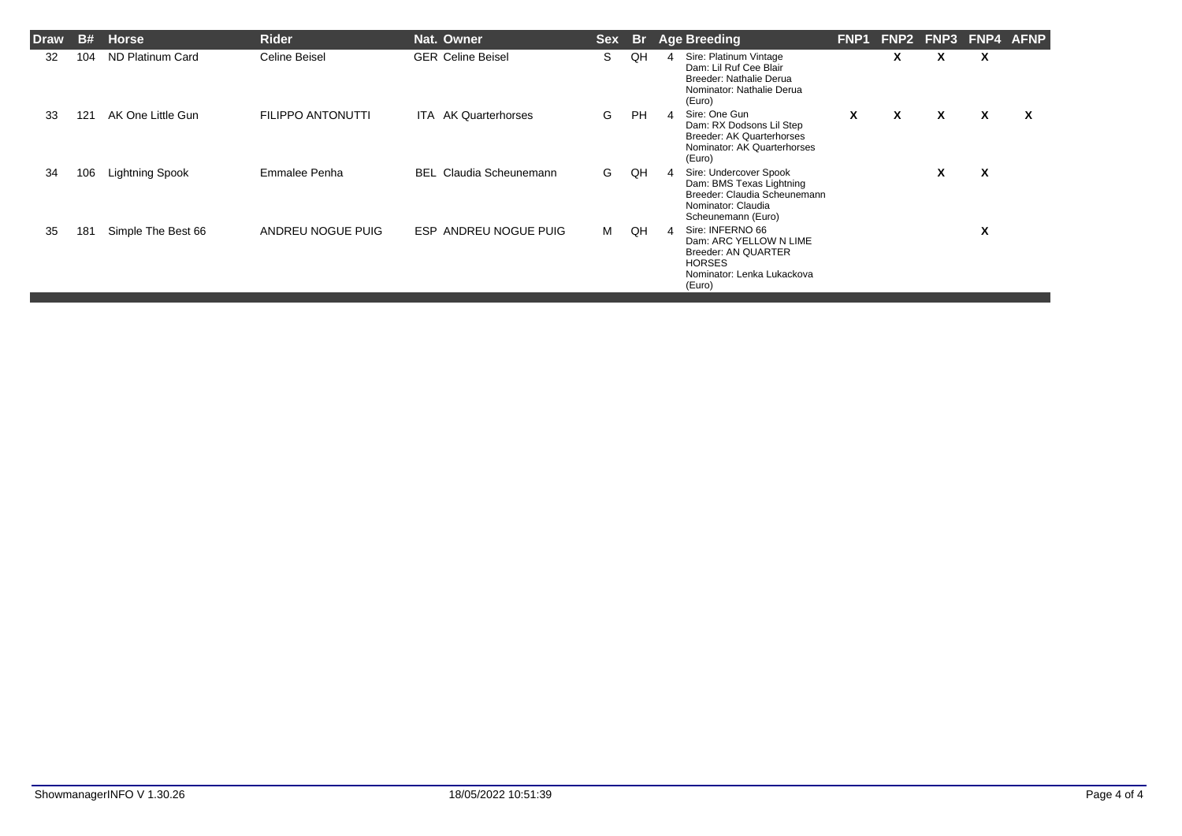| Draw | B# | Horse | Rider | Nat. | Owner | Sex | Br | Age | Breeding | FNP1 | FNP2 | FNP3 | FNP4 | AFNP |
|---|---|---|---|---|---|---|---|---|---|---|---|---|---|---|
| 32 | 104 | ND Platinum Card | Celine Beisel | GER | Celine Beisel | S | QH | 4 | Sire: Platinum Vintage<br>Dam: Lil Ruf Cee Blair<br>Breeder: Nathalie Derua<br>Nominator: Nathalie Derua (Euro) | | X | X | X | |
| 33 | 121 | AK One Little Gun | FILIPPO ANTONUTTI | ITA | AK Quarterhorses | G | PH | 4 | Sire: One Gun<br>Dam: RX Dodsons Lil Step<br>Breeder: AK Quarterhorses<br>Nominator: AK Quarterhorses (Euro) | X | X | X | X | X |
| 34 | 106 | Lightning Spook | Emmalee Penha | BEL | Claudia Scheunemann | G | QH | 4 | Sire: Undercover Spook<br>Dam: BMS Texas Lightning<br>Breeder: Claudia Scheunemann<br>Nominator: Claudia Scheunemann (Euro) | | | X | X | |
| 35 | 181 | Simple The Best 66 | ANDREU NOGUE PUIG | ESP | ANDREU NOGUE PUIG | M | QH | 4 | Sire: INFERNO 66<br>Dam: ARC YELLOW N LIME<br>Breeder: AN QUARTER HORSES<br>Nominator: Lenka Lukackova (Euro) | | | | X | |

ShowmanagerINFO V 1.30.26 18/05/2022 10:51:39